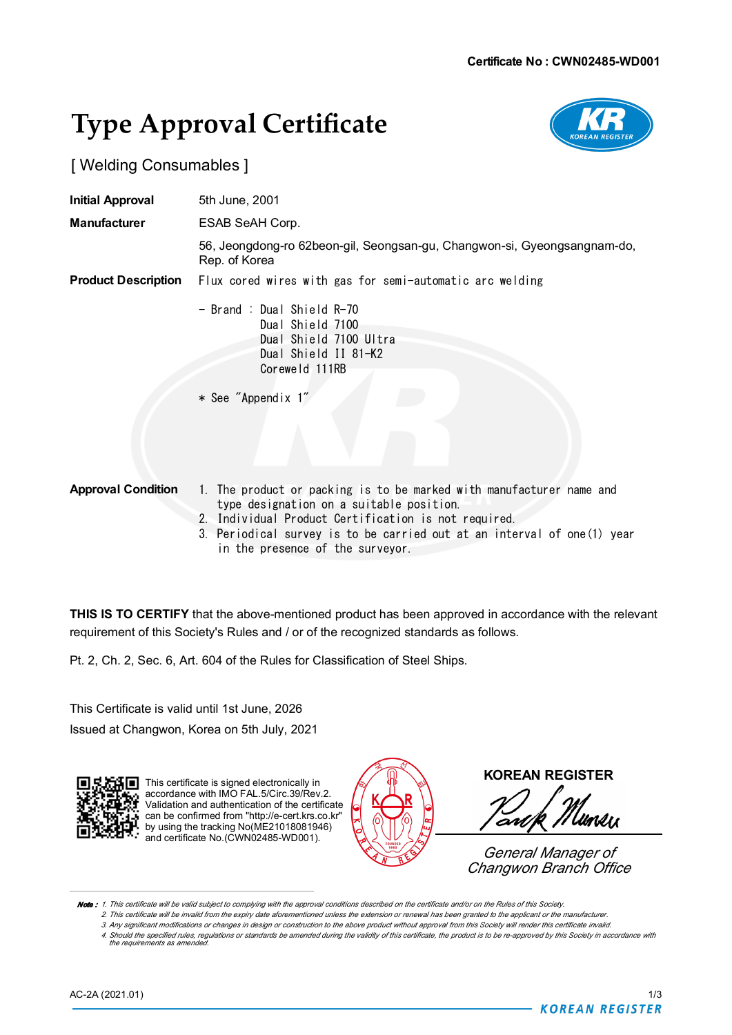**Certificate No : CWN02485-WD001**

# Type Approval Certificate

[ Welding Consumables ]

**Initial Approval** 5th June, 2001

**Manufacturer** ESAB SeAH Corp.

56, Jeongdong-ro 62beon-gil, Seongsan-gu, Changwon-si, Gyeongsangnam-do, Rep. of Korea

**Product Description** Flux cored wires with gas for semi-automatic arc welding

- Brand : Dual Shield R-70
  Dual Shield 7100
  Dual Shield 7100 Ultra
  Dual Shield II 81-K2
  Coreweld 111RB

* See "Appendix 1"

**Approval Condition**

1. The product or packing is to be marked with manufacturer name and type designation on a suitable position.
2. Individual Product Certification is not required.
3. Periodical survey is to be carried out at an interval of one(1) year in the presence of the surveyor.

**THIS IS TO CERTIFY** that the above-mentioned product has been approved in accordance with the relevant requirement of this Society's Rules and / or of the recognized standards as follows.

Pt. 2, Ch. 2, Sec. 6, Art. 604 of the Rules for Classification of Steel Ships.

This Certificate is valid until 1st June, 2026

Issued at Changwon, Korea on 5th July, 2021

This certificate is signed electronically in accordance with IMO FAL.5/Circ.39/Rev.2. Validation and authentication of the certificate can be confirmed from "http://e-cert.krs.co.kr" by using the tracking No(ME21018081946) and certificate No.(CWN02485-WD001).

**KOREAN REGISTER**

*General Manager of Changwon Branch Office*

***Note :*** *1. This certificate will be valid subject to complying with the approval conditions described on the certificate and/or on the Rules of this Society.*
*2. This certificate will be invalid from the expiry date aforementioned unless the extension or renewal has been granted to the applicant or the manufacturer.*
*3. Any significant modifications or changes in design or construction to the above product without approval from this Society will render this certificate invalid.*
*4. Should the specified rules, regulations or standards be amended during the validity of this certificate, the product is to be re-approved by this Society in accordance with the requirements as amended.*

AC-2A (2021.01)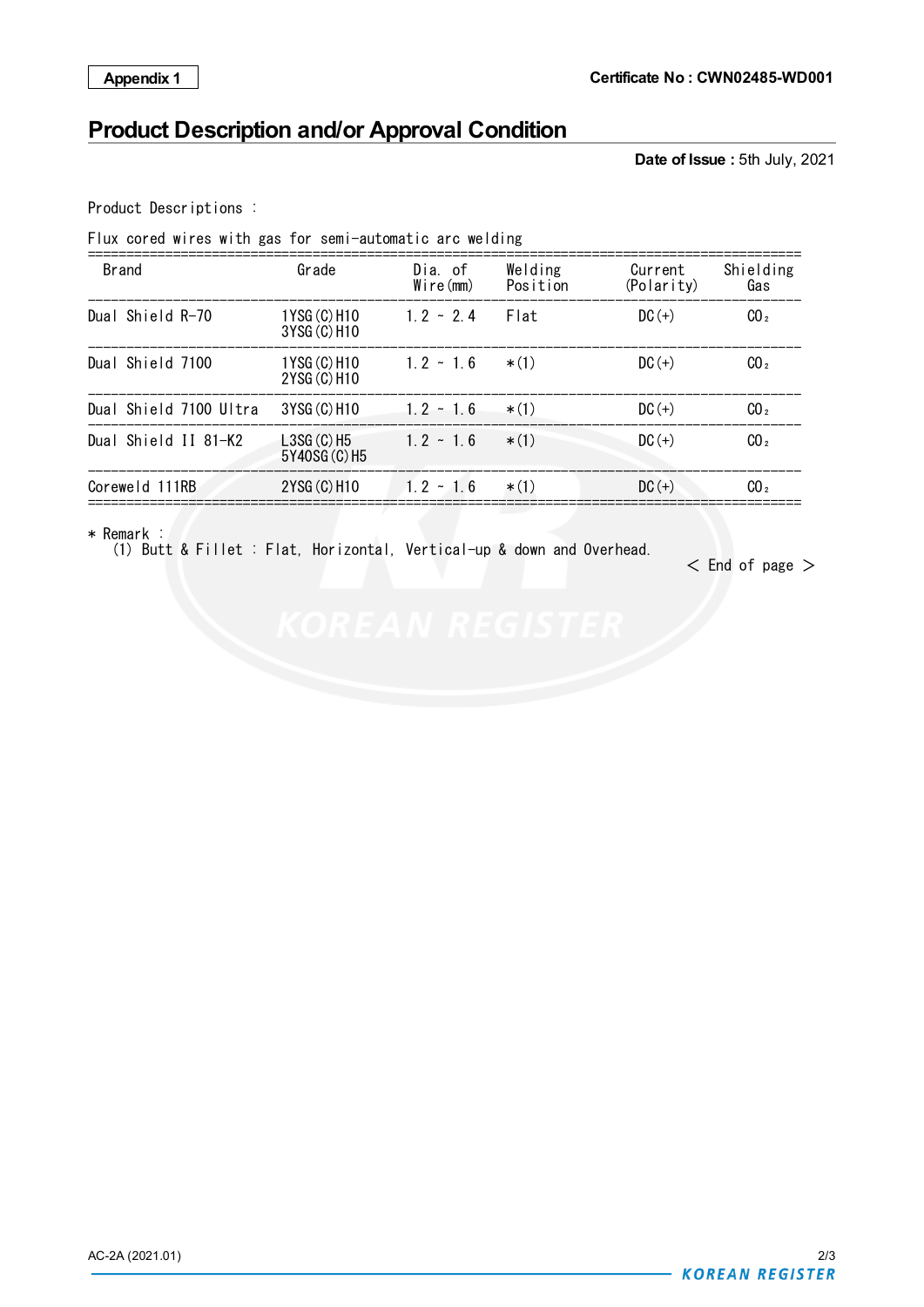Appendix 1

Certificate No : CWN02485-WD001

# Product Description and/or Approval Condition

**Date of Issue :** 5th July, 2021

Product Descriptions :

Flux cored wires with gas for semi-automatic arc welding

| Brand | Grade | Dia. of Wire(mm) | Welding Position | Current (Polarity) | Shielding Gas |
|---|---|---|---|---|---|
| Dual Shield R-70 | 1YSG(C)H10<br>3YSG(C)H10 | 1.2 ~ 2.4 | Flat | DC(+) | $CO_2$ |
| Dual Shield 7100 | 1YSG(C)H10<br>2YSG(C)H10 | 1.2 ~ 1.6 | *(1) | DC(+) | $CO_2$ |
| Dual Shield 7100 Ultra | 3YSG(C)H10 | 1.2 ~ 1.6 | *(1) | DC(+) | $CO_2$ |
| Dual Shield II 81-K2 | L3SG(C)H5<br>5Y40SG(C)H5 | 1.2 ~ 1.6 | *(1) | DC(+) | $CO_2$ |
| Coreweld 111RB | 2YSG(C)H10 | 1.2 ~ 1.6 | *(1) | DC(+) | $CO_2$ |

* Remark :
  (1) Butt & Fillet : Flat, Horizontal, Vertical-up & down and Overhead.

< End of page >

AC-2A (2021.01)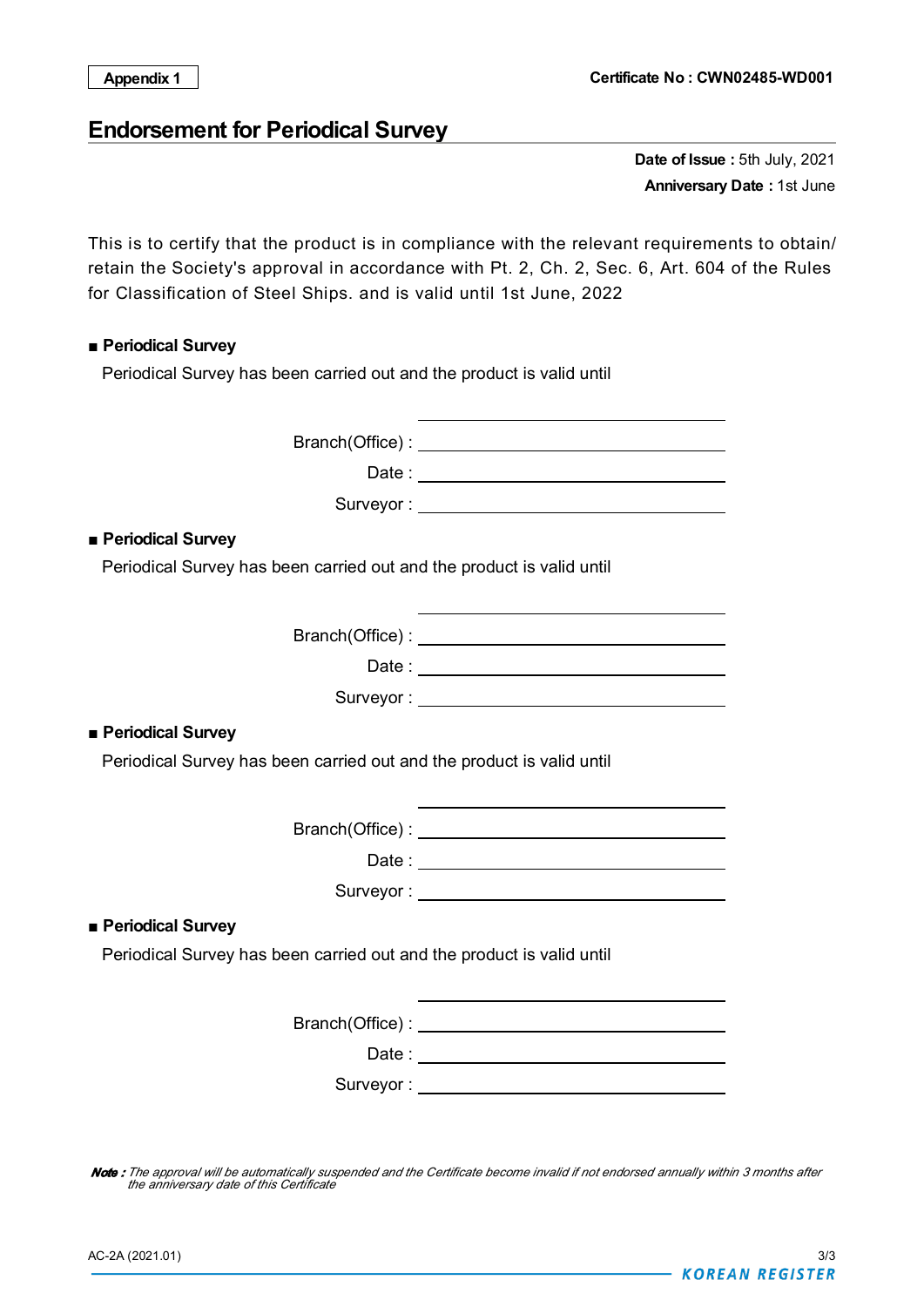Appendix 1

**Certificate No : CWN02485-WD001**

## Endorsement for Periodical Survey

**Date of Issue :** 5th July, 2021

**Anniversary Date :** 1st June

This is to certify that the product is in compliance with the relevant requirements to obtain/ retain the Society's approval in accordance with Pt. 2, Ch. 2, Sec. 6, Art. 604 of the Rules for Classification of Steel Ships. and is valid until 1st June, 2022

■ **Periodical Survey**

Periodical Survey has been carried out and the product is valid until

\_\_\_\_\_\_\_\_\_\_\_\_\_\_\_\_\_\_\_\_\_\_\_\_\_\_\_\_\_\_

Branch(Office) : \_\_\_\_\_\_\_\_\_\_\_\_\_\_\_\_\_\_\_\_\_\_\_\_\_\_\_\_\_\_

Date : \_\_\_\_\_\_\_\_\_\_\_\_\_\_\_\_\_\_\_\_\_\_\_\_\_\_\_\_\_\_

Surveyor : \_\_\_\_\_\_\_\_\_\_\_\_\_\_\_\_\_\_\_\_\_\_\_\_\_\_\_\_\_\_

■ **Periodical Survey**

Periodical Survey has been carried out and the product is valid until

\_\_\_\_\_\_\_\_\_\_\_\_\_\_\_\_\_\_\_\_\_\_\_\_\_\_\_\_\_\_

Branch(Office) : \_\_\_\_\_\_\_\_\_\_\_\_\_\_\_\_\_\_\_\_\_\_\_\_\_\_\_\_\_\_

Date : \_\_\_\_\_\_\_\_\_\_\_\_\_\_\_\_\_\_\_\_\_\_\_\_\_\_\_\_\_\_

Surveyor : \_\_\_\_\_\_\_\_\_\_\_\_\_\_\_\_\_\_\_\_\_\_\_\_\_\_\_\_\_\_

■ **Periodical Survey**

Periodical Survey has been carried out and the product is valid until

\_\_\_\_\_\_\_\_\_\_\_\_\_\_\_\_\_\_\_\_\_\_\_\_\_\_\_\_\_\_

Branch(Office) : \_\_\_\_\_\_\_\_\_\_\_\_\_\_\_\_\_\_\_\_\_\_\_\_\_\_\_\_\_\_

Date : \_\_\_\_\_\_\_\_\_\_\_\_\_\_\_\_\_\_\_\_\_\_\_\_\_\_\_\_\_\_

Surveyor : \_\_\_\_\_\_\_\_\_\_\_\_\_\_\_\_\_\_\_\_\_\_\_\_\_\_\_\_\_\_

■ **Periodical Survey**

Periodical Survey has been carried out and the product is valid until

\_\_\_\_\_\_\_\_\_\_\_\_\_\_\_\_\_\_\_\_\_\_\_\_\_\_\_\_\_\_

Branch(Office) : \_\_\_\_\_\_\_\_\_\_\_\_\_\_\_\_\_\_\_\_\_\_\_\_\_\_\_\_\_\_

Date : \_\_\_\_\_\_\_\_\_\_\_\_\_\_\_\_\_\_\_\_\_\_\_\_\_\_\_\_\_\_

Surveyor : \_\_\_\_\_\_\_\_\_\_\_\_\_\_\_\_\_\_\_\_\_\_\_\_\_\_\_\_\_\_

***Note :*** *The approval will be automatically suspended and the Certificate become invalid if not endorsed annually within 3 months after the anniversary date of this Certificate*

AC-2A (2021.01)

KOREAN REGISTER